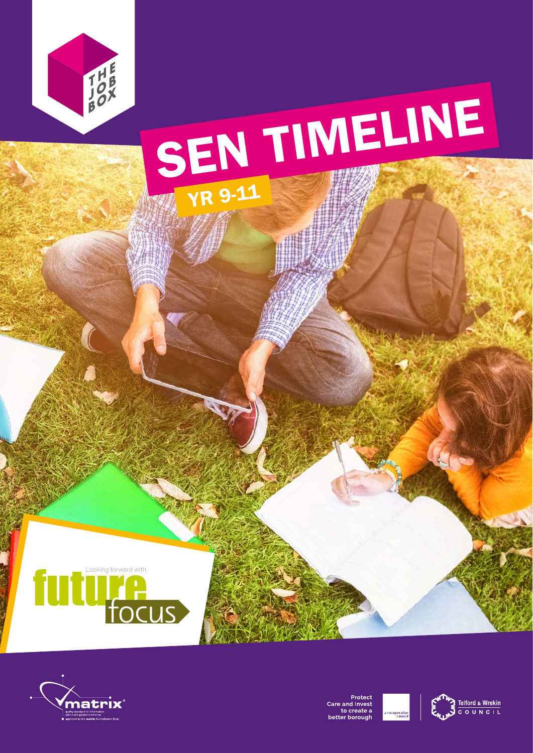THE JOB BOX

# SEN TIMELINE

## YR 9-11

Looking forward with future focus

matrix® quality standard for information advice and guidance services, approved by the matrix Accreditation Body

Protect Care and Invest to create a better borough

a co-operative council

Telford & Wrekin COUNCIL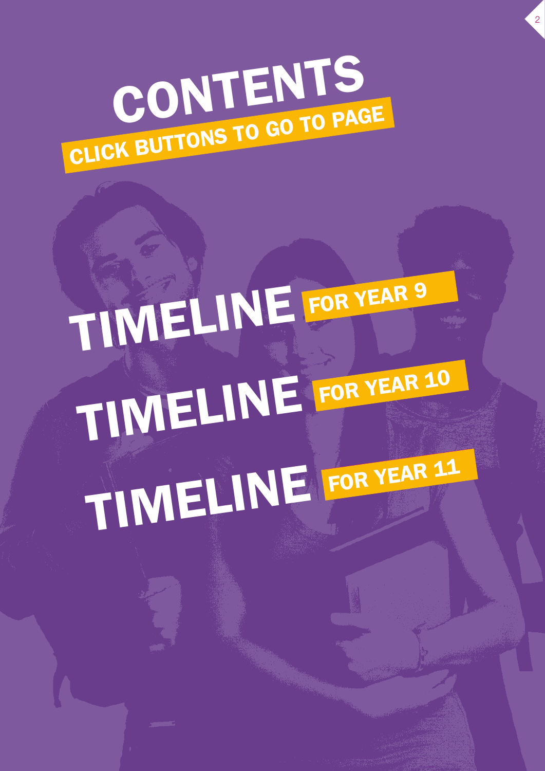# CONTENTS

CLICK BUTTONS TO GO TO PAGE

TIMELINE FOR YEAR 9

TIMELINE FOR YEAR 10

TIMELINE FOR YEAR 11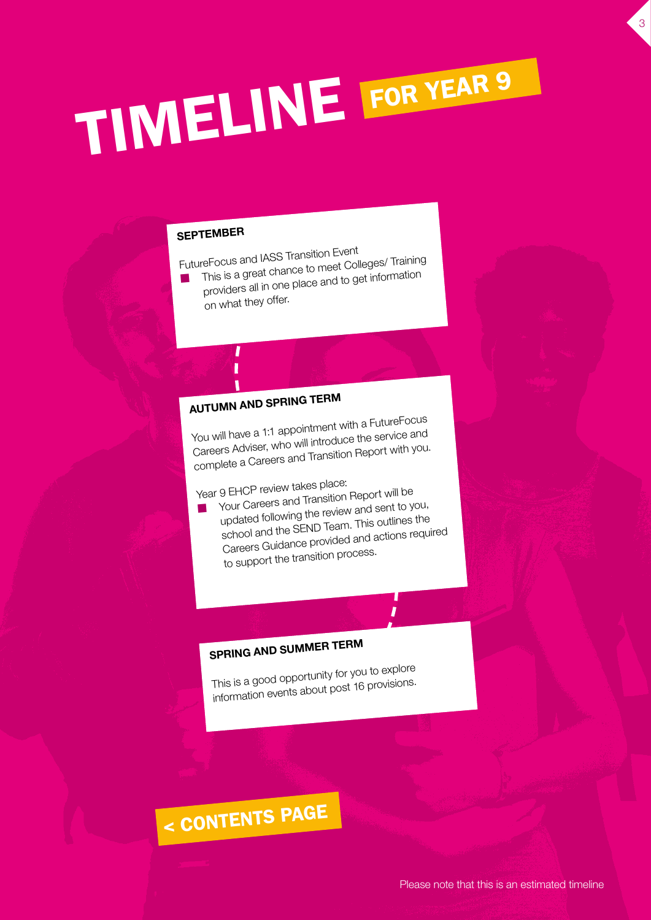# TIMELINE FOR YEAR 9

## SEPTEMBER

FutureFocus and IASS Transition Event

- This is a great chance to meet Colleges/ Training providers all in one place and to get information on what they offer.

## AUTUMN AND SPRING TERM

You will have a 1:1 appointment with a FutureFocus Careers Adviser, who will introduce the service and complete a Careers and Transition Report with you.

Year 9 EHCP review takes place:

- Your Careers and Transition Report will be updated following the review and sent to you, school and the SEND Team. This outlines the Careers Guidance provided and actions required to support the transition process.

## SPRING AND SUMMER TERM

This is a good opportunity for you to explore information events about post 16 provisions.

< CONTENTS PAGE

Please note that this is an estimated timeline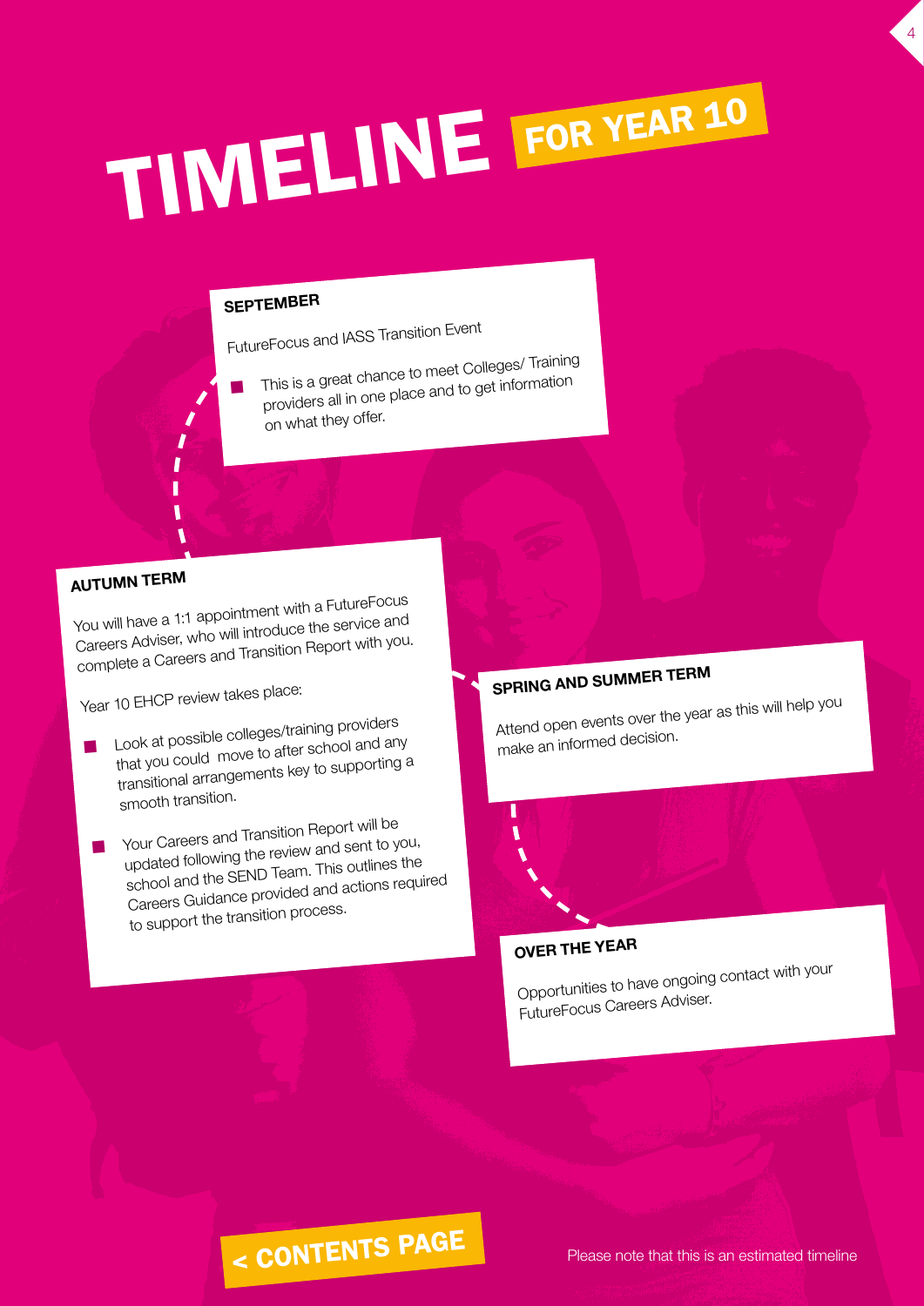# TIMELINE FOR YEAR 10

### SEPTEMBER

FutureFocus and IASS Transition Event

- This is a great chance to meet Colleges/ Training providers all in one place and to get information on what they offer.

### AUTUMN TERM

You will have a 1:1 appointment with a FutureFocus Careers Adviser, who will introduce the service and complete a Careers and Transition Report with you.

Year 10 EHCP review takes place:

- Look at possible colleges/training providers that you could move to after school and any transitional arrangements key to supporting a smooth transition.
- Your Careers and Transition Report will be updated following the review and sent to you, school and the SEND Team. This outlines the Careers Guidance provided and actions required to support the transition process.

### SPRING AND SUMMER TERM

Attend open events over the year as this will help you make an informed decision.

### OVER THE YEAR

Opportunities to have ongoing contact with your FutureFocus Careers Adviser.

< CONTENTS PAGE

Please note that this is an estimated timeline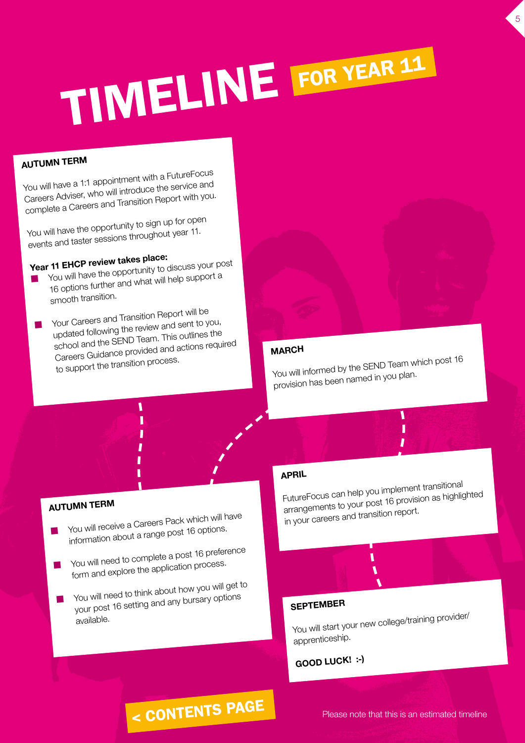# TIMELINE FOR YEAR 11

## AUTUMN TERM

You will have a 1:1 appointment with a FutureFocus Careers Adviser, who will introduce the service and complete a Careers and Transition Report with you.

You will have the opportunity to sign up for open events and taster sessions throughout year 11.

**Year 11 EHCP review takes place:**

- You will have the opportunity to discuss your post 16 options further and what will help support a smooth transition.
- Your Careers and Transition Report will be updated following the review and sent to you, school and the SEND Team. This outlines the Careers Guidance provided and actions required to support the transition process.

## AUTUMN TERM

- You will receive a Careers Pack which will have information about a range post 16 options.
- You will need to complete a post 16 preference form and explore the application process.
- You will need to think about how you will get to your post 16 setting and any bursary options available.

## MARCH

You will informed by the SEND Team which post 16 provision has been named in you plan.

## APRIL

FutureFocus can help you implement transitional arrangements to your post 16 provision as highlighted in your careers and transition report.

## SEPTEMBER

You will start your new college/training provider/ apprenticeship.

**GOOD LUCK! :-)**

< CONTENTS PAGE

Please note that this is an estimated timeline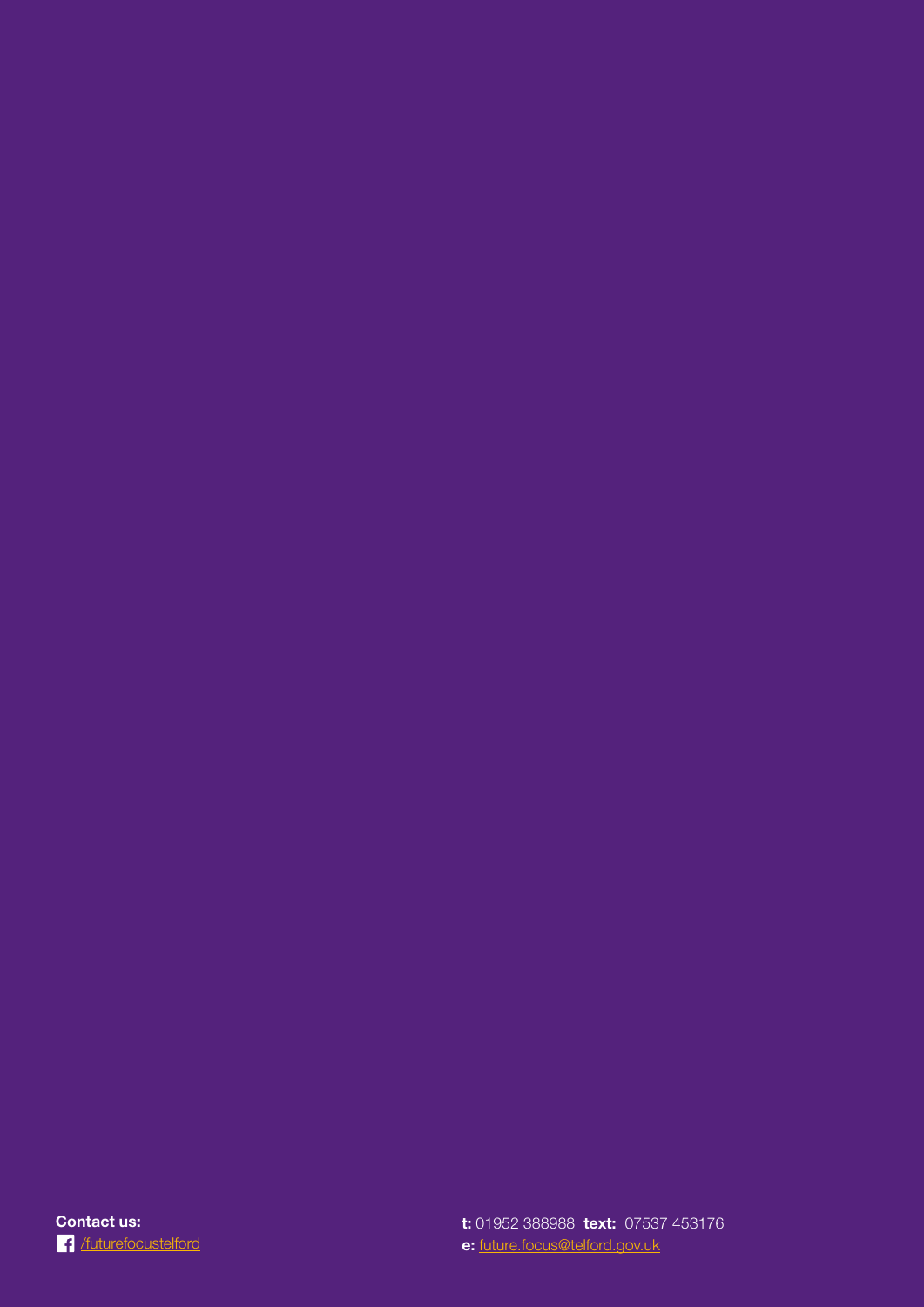**Contact us:**

/futurefocustelford

**t:** 01952 388988 **text:** 07537 453176

**e:** future.focus@telford.gov.uk